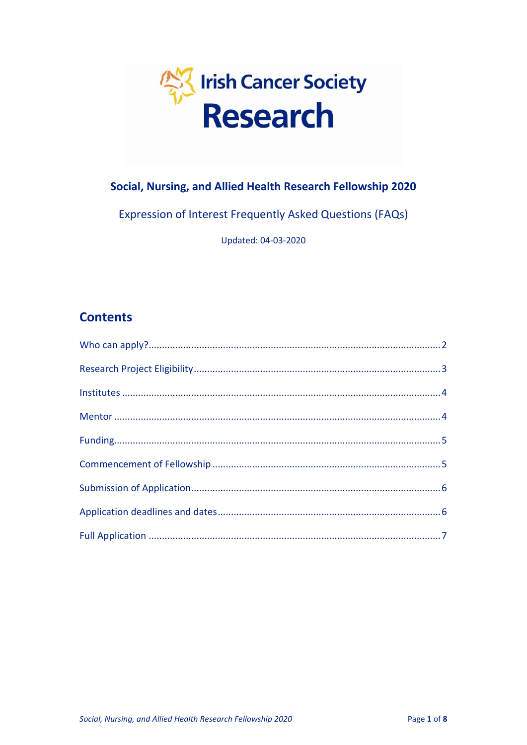Irish Cancer Society

# Research

## Social, Nursing, and Allied Health Research Fellowship 2020

Expression of Interest Frequently Asked Questions (FAQs)

Updated: 04-03-2020

## Contents

Who can apply?....................................................................................................2

Research Project Eligibility....................................................................................3

Institutes ..............................................................................................................4

Mentor .................................................................................................................4

Funding.................................................................................................................5

Commencement of Fellowship .............................................................................5

Submission of Application.....................................................................................6

Application deadlines and dates............................................................................6

Full Application .....................................................................................................7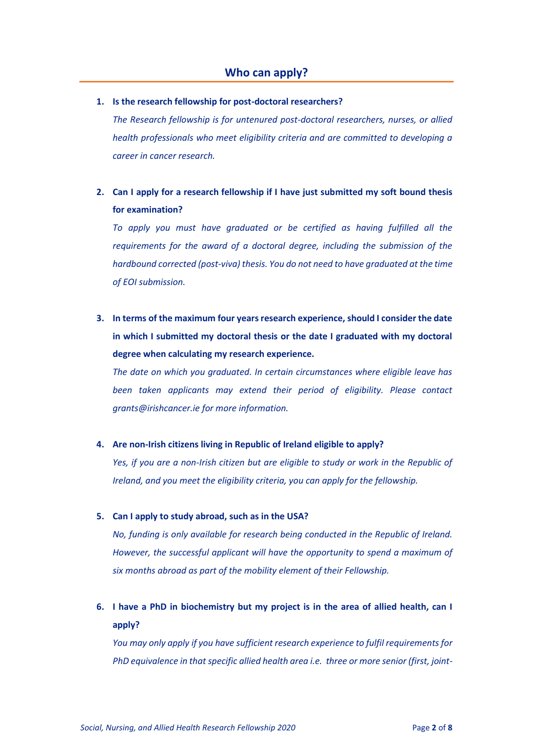## Who can apply?

1. **Is the research fellowship for post-doctoral researchers?**

   *The Research fellowship is for untenured post-doctoral researchers, nurses, or allied health professionals who meet eligibility criteria and are committed to developing a career in cancer research.*

2. **Can I apply for a research fellowship if I have just submitted my soft bound thesis for examination?**

   *To apply you must have graduated or be certified as having fulfilled all the requirements for the award of a doctoral degree, including the submission of the hardbound corrected (post-viva) thesis. You do not need to have graduated at the time of EOI submission.*

3. **In terms of the maximum four years research experience, should I consider the date in which I submitted my doctoral thesis or the date I graduated with my doctoral degree when calculating my research experience.**

   *The date on which you graduated. In certain circumstances where eligible leave has been taken applicants may extend their period of eligibility. Please contact grants@irishcancer.ie for more information.*

4. **Are non-Irish citizens living in Republic of Ireland eligible to apply?**

   *Yes, if you are a non-Irish citizen but are eligible to study or work in the Republic of Ireland, and you meet the eligibility criteria, you can apply for the fellowship.*

5. **Can I apply to study abroad, such as in the USA?**

   *No, funding is only available for research being conducted in the Republic of Ireland. However, the successful applicant will have the opportunity to spend a maximum of six months abroad as part of the mobility element of their Fellowship.*

6. **I have a PhD in biochemistry but my project is in the area of allied health, can I apply?**

   *You may only apply if you have sufficient research experience to fulfil requirements for PhD equivalence in that specific allied health area i.e. three or more senior (first, joint-*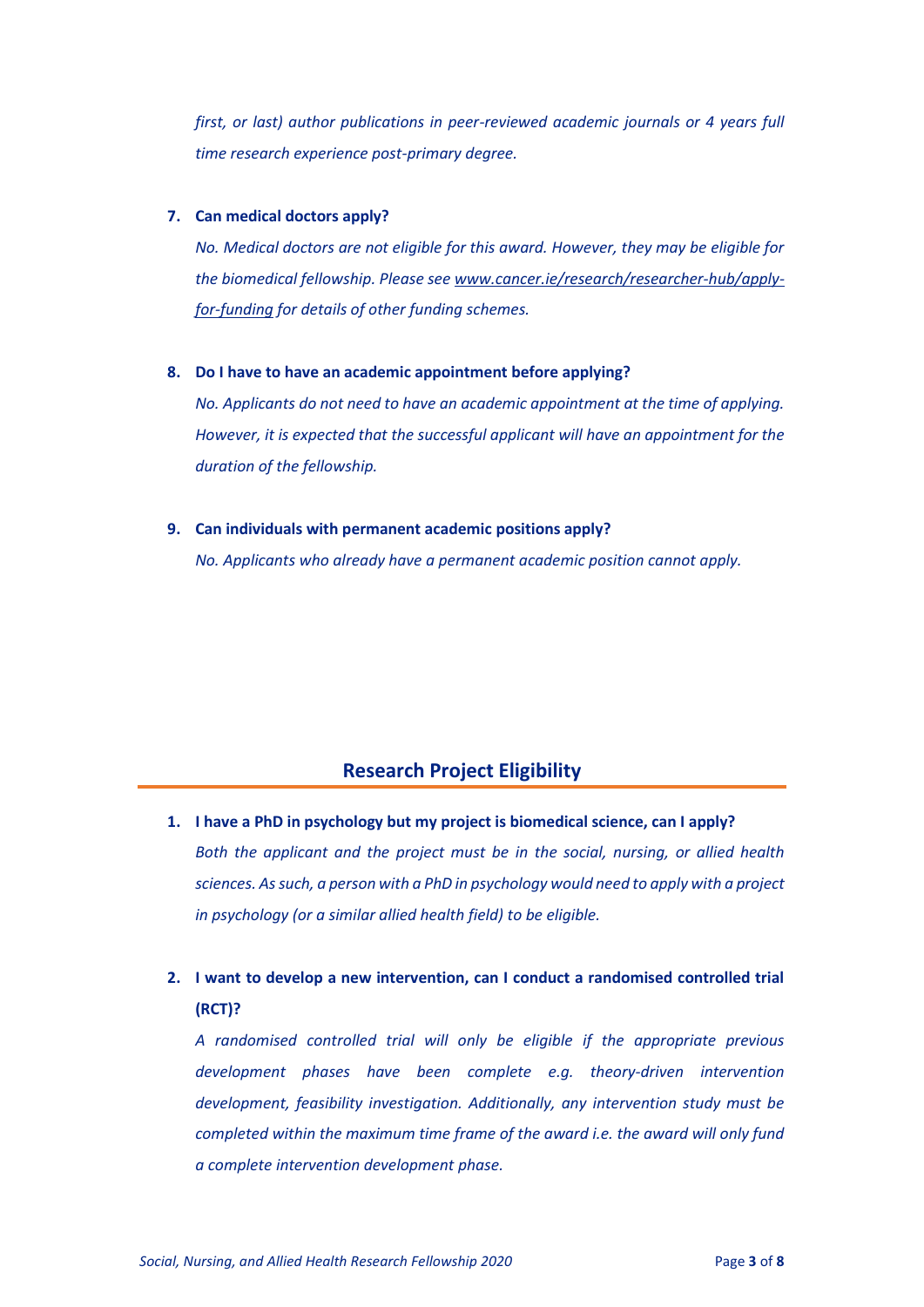*first, or last) author publications in peer-reviewed academic journals or 4 years full time research experience post-primary degree.*

7. **Can medical doctors apply?**

   *No. Medical doctors are not eligible for this award. However, they may be eligible for the biomedical fellowship. Please see [www.cancer.ie/research/researcher-hub/apply-for-funding](www.cancer.ie/research/researcher-hub/apply-for-funding) for details of other funding schemes.*

8. **Do I have to have an academic appointment before applying?**

   *No. Applicants do not need to have an academic appointment at the time of applying. However, it is expected that the successful applicant will have an appointment for the duration of the fellowship.*

9. **Can individuals with permanent academic positions apply?**

   *No. Applicants who already have a permanent academic position cannot apply.*

## Research Project Eligibility

1. **I have a PhD in psychology but my project is biomedical science, can I apply?**

   *Both the applicant and the project must be in the social, nursing, or allied health sciences. As such, a person with a PhD in psychology would need to apply with a project in psychology (or a similar allied health field) to be eligible.*

2. **I want to develop a new intervention, can I conduct a randomised controlled trial (RCT)?**

   *A randomised controlled trial will only be eligible if the appropriate previous development phases have been complete e.g. theory-driven intervention development, feasibility investigation. Additionally, any intervention study must be completed within the maximum time frame of the award i.e. the award will only fund a complete intervention development phase.*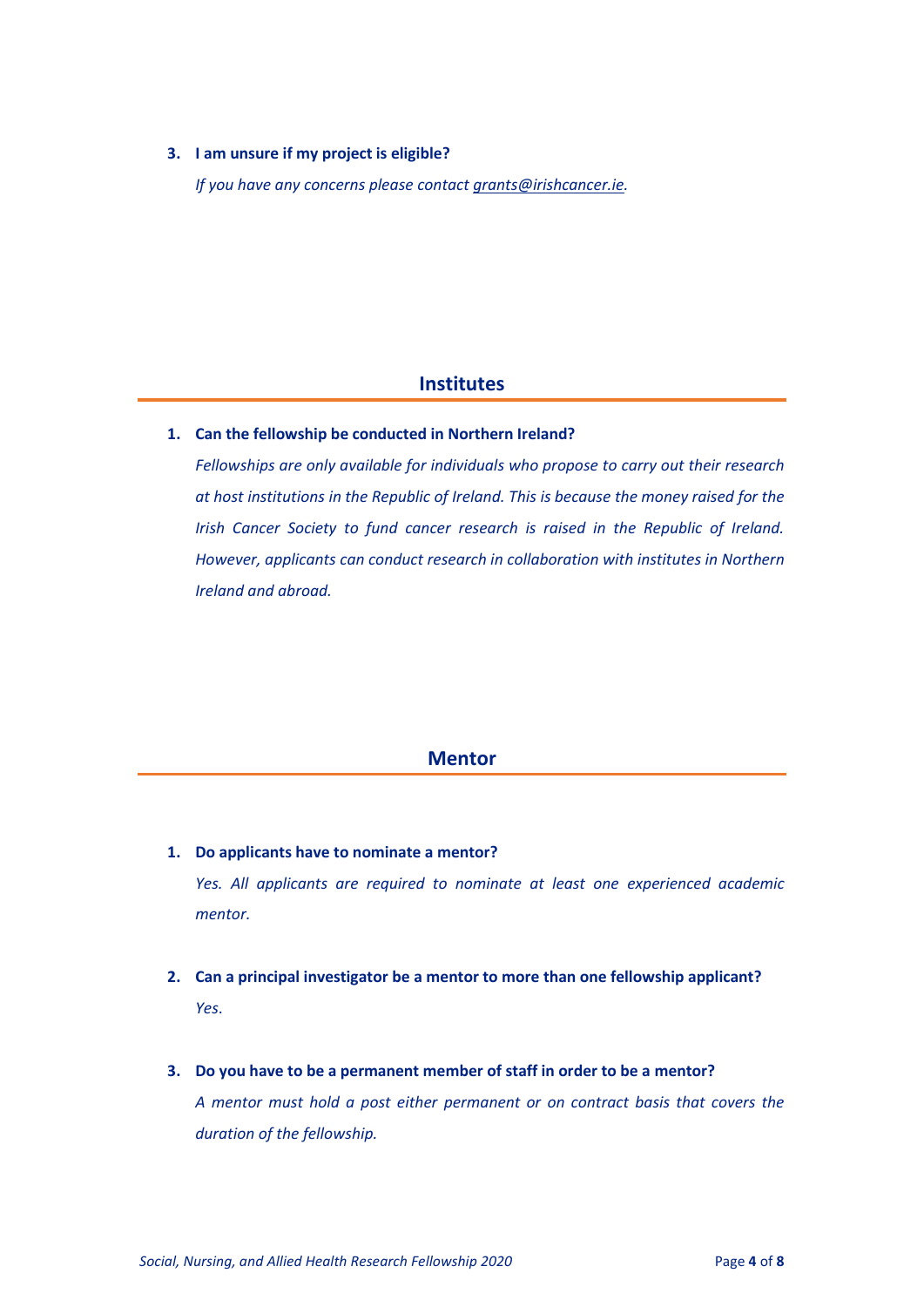3. **I am unsure if my project is eligible?**

   *If you have any concerns please contact grants@irishcancer.ie.*

## Institutes

1. **Can the fellowship be conducted in Northern Ireland?**

   *Fellowships are only available for individuals who propose to carry out their research at host institutions in the Republic of Ireland. This is because the money raised for the Irish Cancer Society to fund cancer research is raised in the Republic of Ireland. However, applicants can conduct research in collaboration with institutes in Northern Ireland and abroad.*

## Mentor

1. **Do applicants have to nominate a mentor?**

   *Yes. All applicants are required to nominate at least one experienced academic mentor.*

2. **Can a principal investigator be a mentor to more than one fellowship applicant?**

   *Yes.*

3. **Do you have to be a permanent member of staff in order to be a mentor?**

   *A mentor must hold a post either permanent or on contract basis that covers the duration of the fellowship.*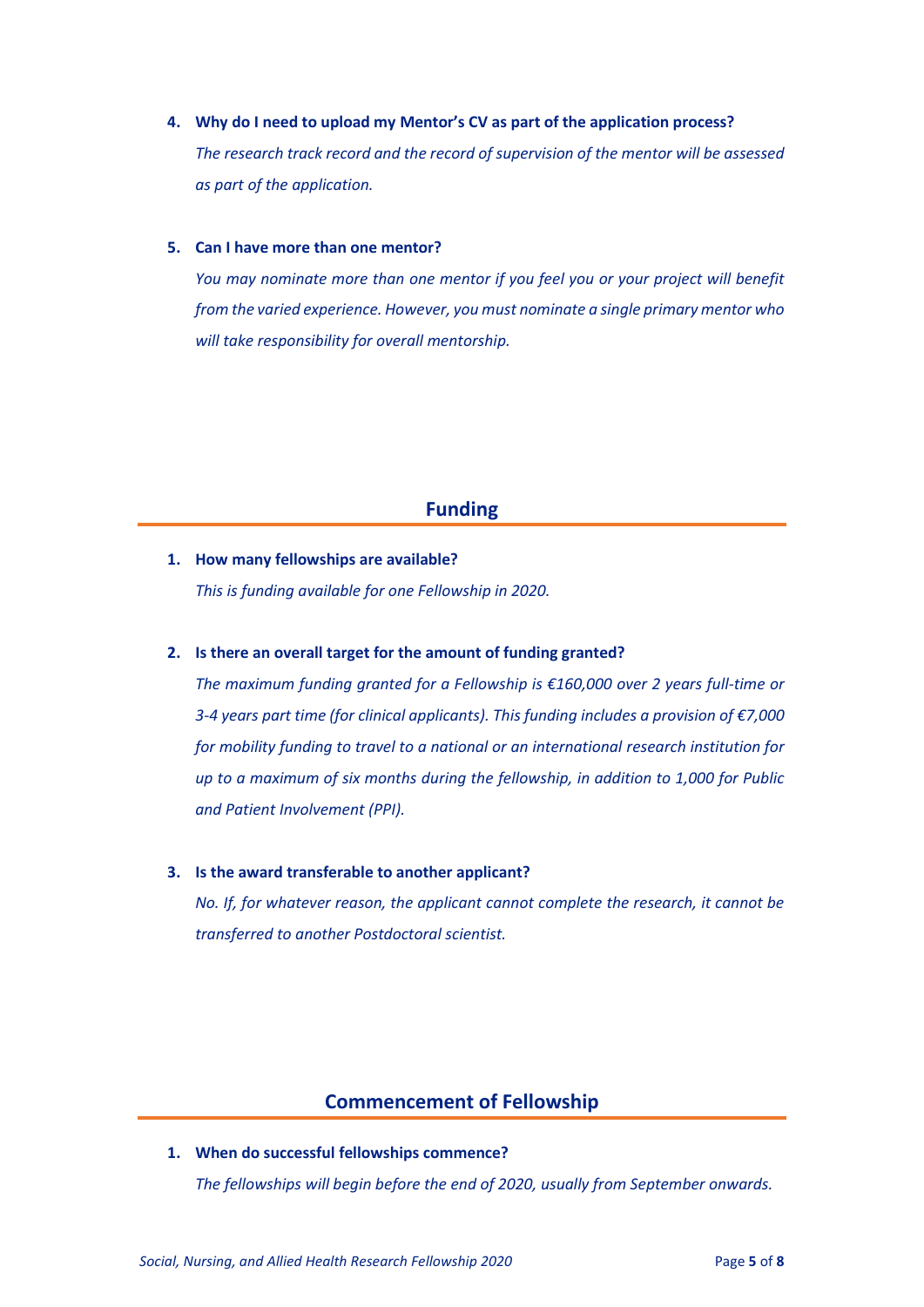4. **Why do I need to upload my Mentor's CV as part of the application process?**

   *The research track record and the record of supervision of the mentor will be assessed as part of the application.*

5. **Can I have more than one mentor?**

   *You may nominate more than one mentor if you feel you or your project will benefit from the varied experience. However, you must nominate a single primary mentor who will take responsibility for overall mentorship.*

## Funding

1. **How many fellowships are available?**

   *This is funding available for one Fellowship in 2020.*

2. **Is there an overall target for the amount of funding granted?**

   *The maximum funding granted for a Fellowship is €160,000 over 2 years full-time or 3-4 years part time (for clinical applicants). This funding includes a provision of €7,000 for mobility funding to travel to a national or an international research institution for up to a maximum of six months during the fellowship, in addition to 1,000 for Public and Patient Involvement (PPI).*

3. **Is the award transferable to another applicant?**

   *No. If, for whatever reason, the applicant cannot complete the research, it cannot be transferred to another Postdoctoral scientist.*

## Commencement of Fellowship

1. **When do successful fellowships commence?**

   *The fellowships will begin before the end of 2020, usually from September onwards.*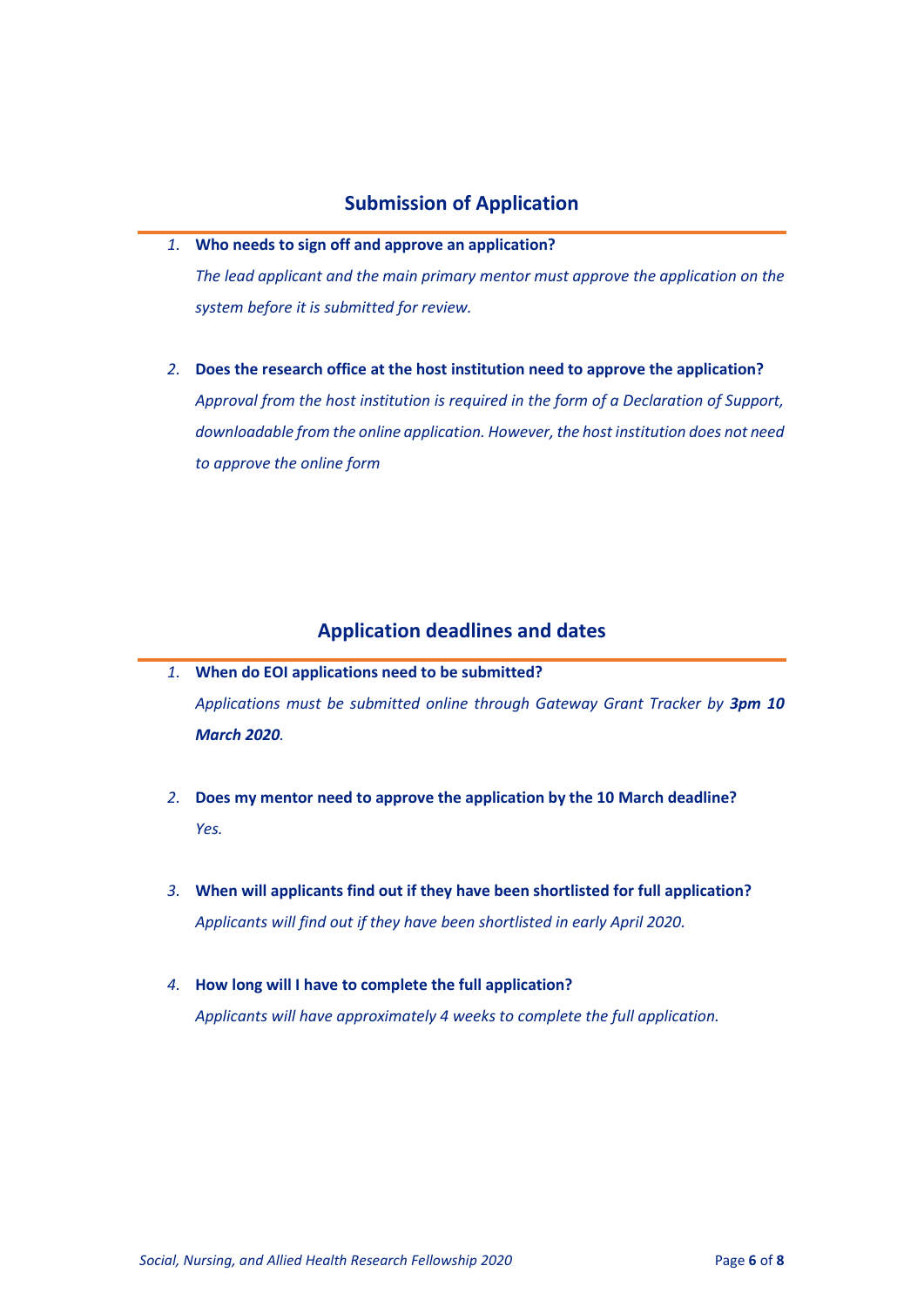## Submission of Application

1. **Who needs to sign off and approve an application?**
   *The lead applicant and the main primary mentor must approve the application on the system before it is submitted for review.*

2. **Does the research office at the host institution need to approve the application?**
   *Approval from the host institution is required in the form of a Declaration of Support, downloadable from the online application. However, the host institution does not need to approve the online form*

## Application deadlines and dates

1. **When do EOI applications need to be submitted?**
   *Applications must be submitted online through Gateway Grant Tracker by **3pm 10 March 2020**.*

2. **Does my mentor need to approve the application by the 10 March deadline?**
   *Yes.*

3. **When will applicants find out if they have been shortlisted for full application?**
   *Applicants will find out if they have been shortlisted in early April 2020.*

4. **How long will I have to complete the full application?**
   *Applicants will have approximately 4 weeks to complete the full application.*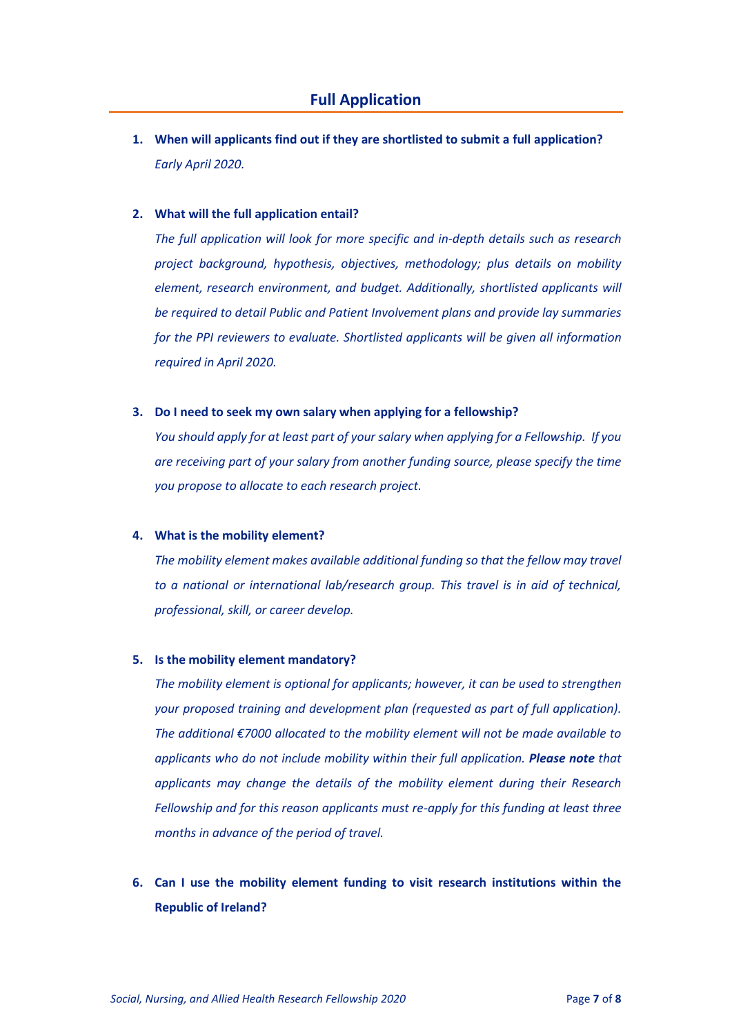## Full Application

1. **When will applicants find out if they are shortlisted to submit a full application?**
   *Early April 2020.*

2. **What will the full application entail?**
   *The full application will look for more specific and in-depth details such as research project background, hypothesis, objectives, methodology; plus details on mobility element, research environment, and budget. Additionally, shortlisted applicants will be required to detail Public and Patient Involvement plans and provide lay summaries for the PPI reviewers to evaluate. Shortlisted applicants will be given all information required in April 2020.*

3. **Do I need to seek my own salary when applying for a fellowship?**
   *You should apply for at least part of your salary when applying for a Fellowship. If you are receiving part of your salary from another funding source, please specify the time you propose to allocate to each research project.*

4. **What is the mobility element?**
   *The mobility element makes available additional funding so that the fellow may travel to a national or international lab/research group. This travel is in aid of technical, professional, skill, or career develop.*

5. **Is the mobility element mandatory?**
   *The mobility element is optional for applicants; however, it can be used to strengthen your proposed training and development plan (requested as part of full application). The additional €7000 allocated to the mobility element will not be made available to applicants who do not include mobility within their full application.* ***Please note*** *that applicants may change the details of the mobility element during their Research Fellowship and for this reason applicants must re-apply for this funding at least three months in advance of the period of travel.*

6. **Can I use the mobility element funding to visit research institutions within the Republic of Ireland?**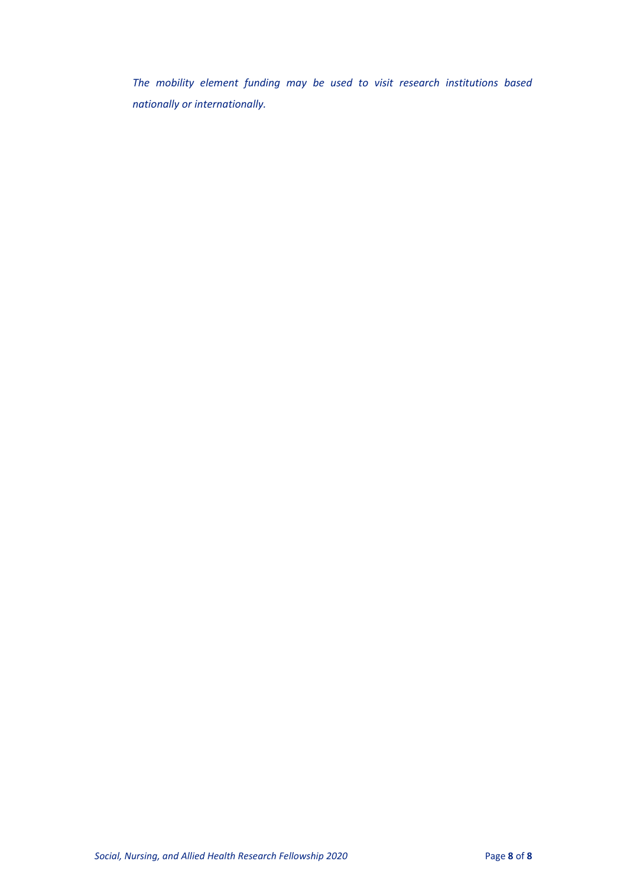*The mobility element funding may be used to visit research institutions based nationally or internationally.*